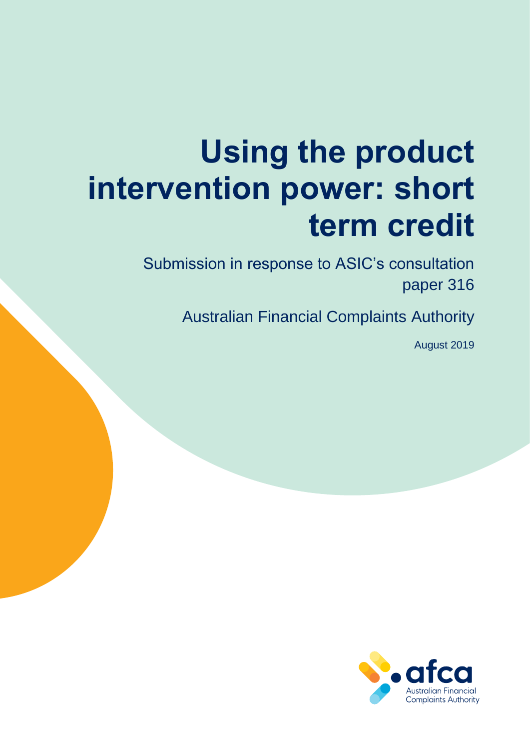# Using the product intervention power: short term credit

Submission in response to ASIC's consultation paper 316

Australian Financial Complaints Authority

August 2019

afca
Australian Financial Complaints Authority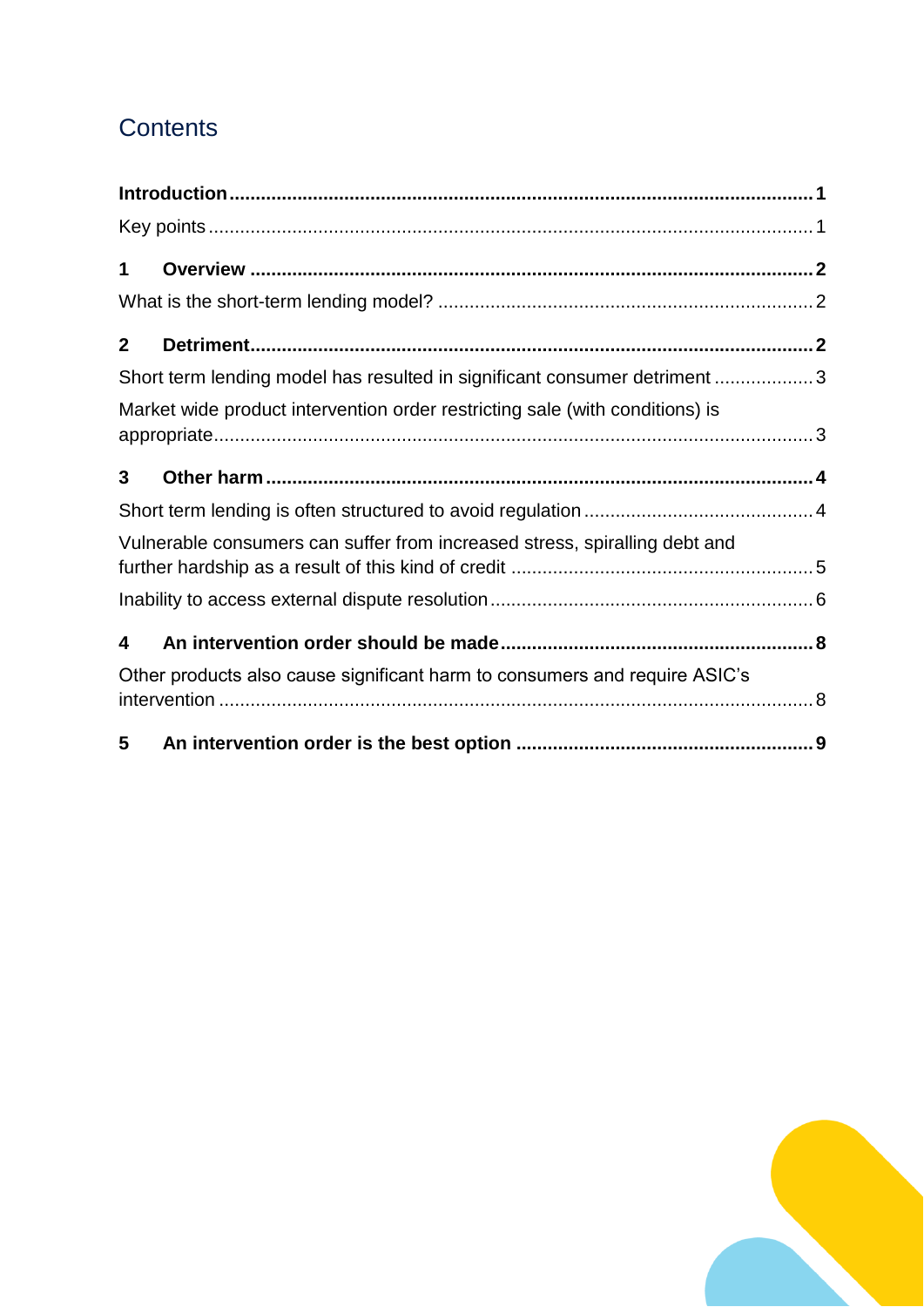## Contents

**Introduction** ........ **1**

Key points ........ 1

**1 Overview** ........ **2**

What is the short-term lending model? ........ 2

**2 Detriment** ........ **2**

Short term lending model has resulted in significant consumer detriment ........ 3

Market wide product intervention order restricting sale (with conditions) is appropriate ........ 3

**3 Other harm** ........ **4**

Short term lending is often structured to avoid regulation ........ 4

Vulnerable consumers can suffer from increased stress, spiralling debt and further hardship as a result of this kind of credit ........ 5

Inability to access external dispute resolution ........ 6

**4 An intervention order should be made** ........ **8**

Other products also cause significant harm to consumers and require ASIC's intervention ........ 8

**5 An intervention order is the best option** ........ **9**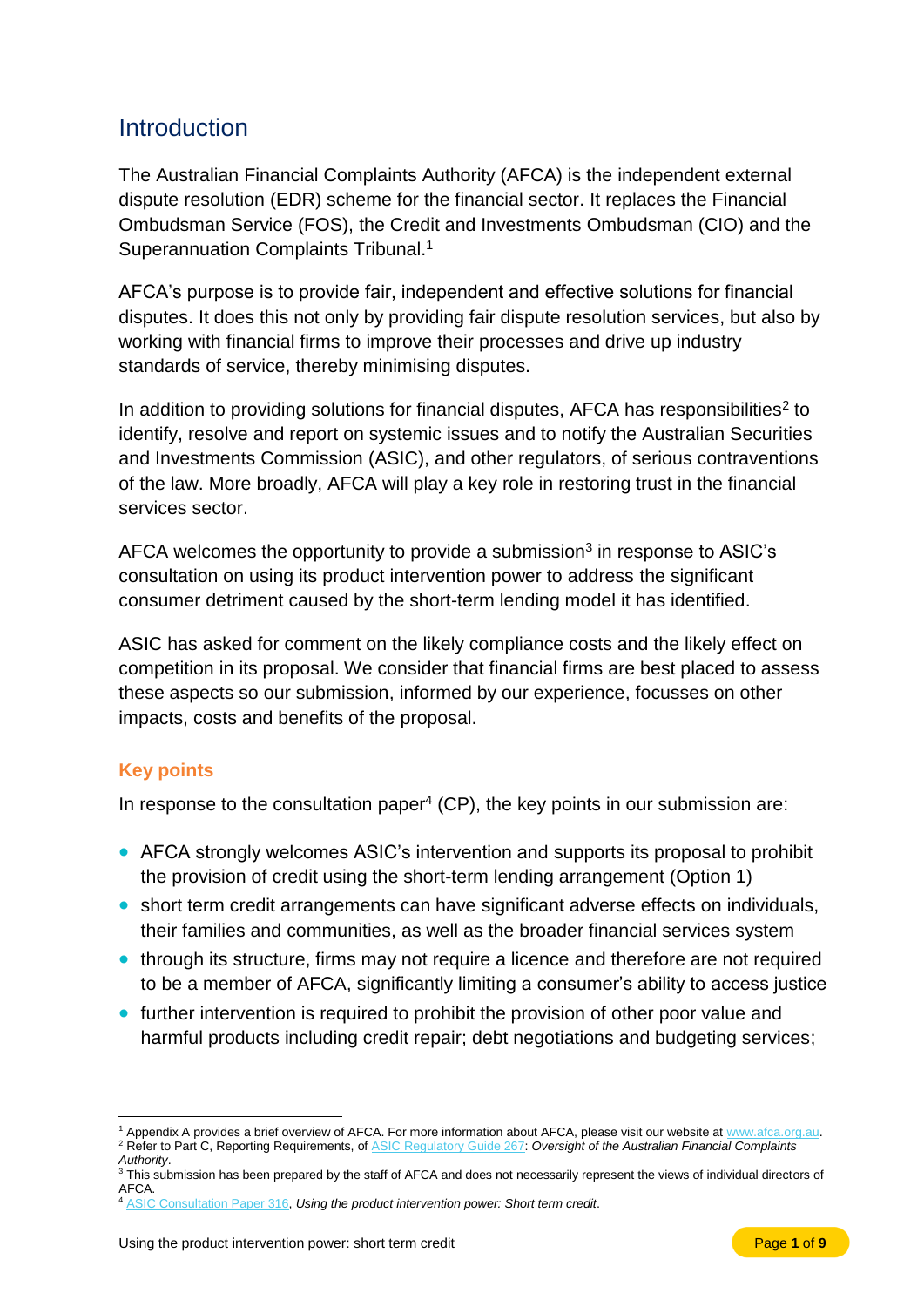## Introduction

The Australian Financial Complaints Authority (AFCA) is the independent external dispute resolution (EDR) scheme for the financial sector. It replaces the Financial Ombudsman Service (FOS), the Credit and Investments Ombudsman (CIO) and the Superannuation Complaints Tribunal.[1]

AFCA's purpose is to provide fair, independent and effective solutions for financial disputes. It does this not only by providing fair dispute resolution services, but also by working with financial firms to improve their processes and drive up industry standards of service, thereby minimising disputes.

In addition to providing solutions for financial disputes, AFCA has responsibilities[2] to identify, resolve and report on systemic issues and to notify the Australian Securities and Investments Commission (ASIC), and other regulators, of serious contraventions of the law. More broadly, AFCA will play a key role in restoring trust in the financial services sector.

AFCA welcomes the opportunity to provide a submission[3] in response to ASIC's consultation on using its product intervention power to address the significant consumer detriment caused by the short-term lending model it has identified.

ASIC has asked for comment on the likely compliance costs and the likely effect on competition in its proposal. We consider that financial firms are best placed to assess these aspects so our submission, informed by our experience, focusses on other impacts, costs and benefits of the proposal.

### Key points

In response to the consultation paper[4] (CP), the key points in our submission are:

- AFCA strongly welcomes ASIC's intervention and supports its proposal to prohibit the provision of credit using the short-term lending arrangement (Option 1)
- short term credit arrangements can have significant adverse effects on individuals, their families and communities, as well as the broader financial services system
- through its structure, firms may not require a licence and therefore are not required to be a member of AFCA, significantly limiting a consumer's ability to access justice
- further intervention is required to prohibit the provision of other poor value and harmful products including credit repair; debt negotiations and budgeting services;

[1] Appendix A provides a brief overview of AFCA. For more information about AFCA, please visit our website at www.afca.org.au.

[2] Refer to Part C, Reporting Requirements, of ASIC Regulatory Guide 267: *Oversight of the Australian Financial Complaints Authority*.

[3] This submission has been prepared by the staff of AFCA and does not necessarily represent the views of individual directors of AFCA.

[4] ASIC Consultation Paper 316, *Using the product intervention power: Short term credit*.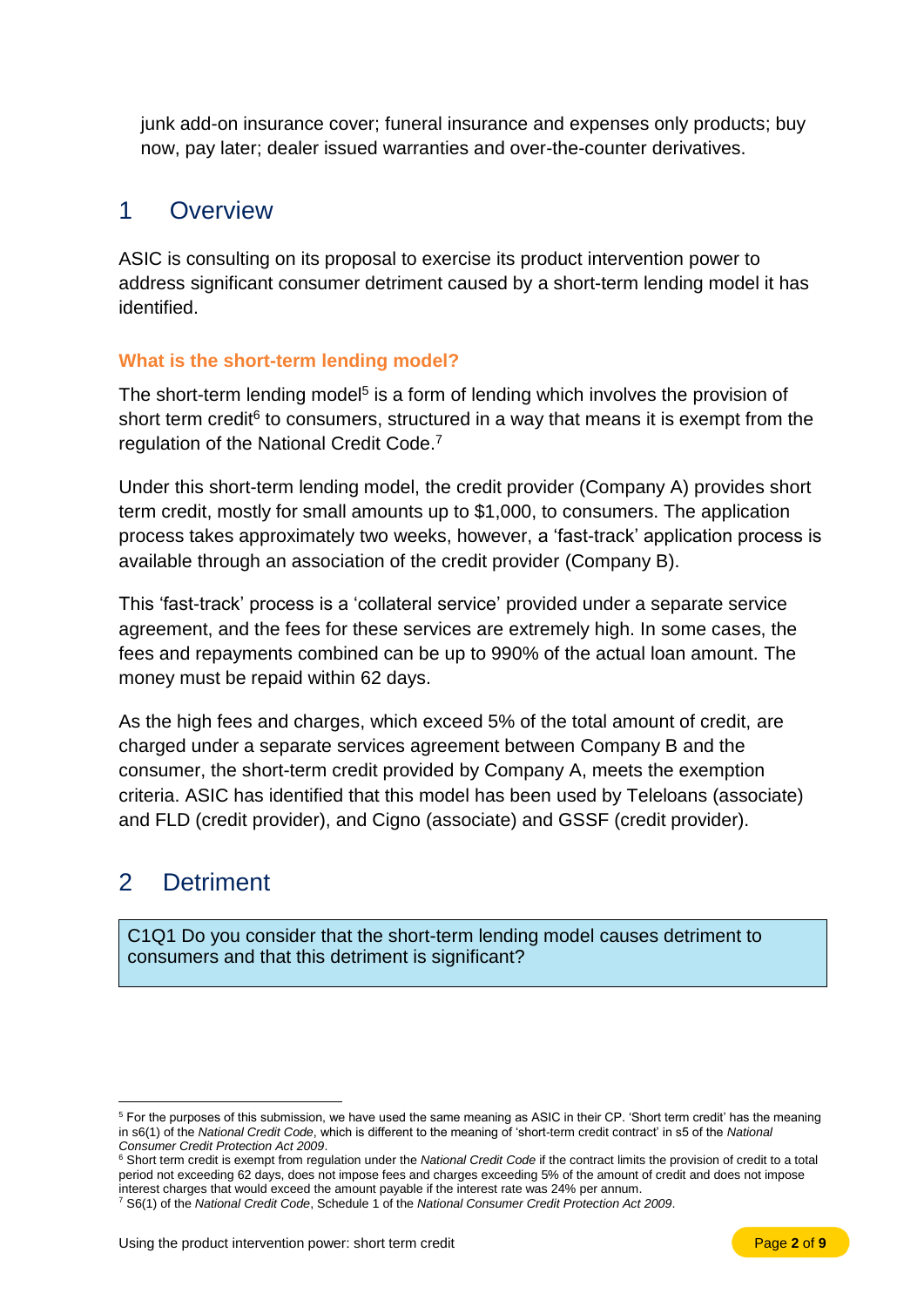junk add-on insurance cover; funeral insurance and expenses only products; buy now, pay later; dealer issued warranties and over-the-counter derivatives.

## 1 Overview

ASIC is consulting on its proposal to exercise its product intervention power to address significant consumer detriment caused by a short-term lending model it has identified.

### What is the short-term lending model?

The short-term lending model[5] is a form of lending which involves the provision of short term credit[6] to consumers, structured in a way that means it is exempt from the regulation of the National Credit Code.[7]

Under this short-term lending model, the credit provider (Company A) provides short term credit, mostly for small amounts up to $1,000, to consumers. The application process takes approximately two weeks, however, a 'fast-track' application process is available through an association of the credit provider (Company B).

This 'fast-track' process is a 'collateral service' provided under a separate service agreement, and the fees for these services are extremely high. In some cases, the fees and repayments combined can be up to 990% of the actual loan amount. The money must be repaid within 62 days.

As the high fees and charges, which exceed 5% of the total amount of credit, are charged under a separate services agreement between Company B and the consumer, the short-term credit provided by Company A, meets the exemption criteria. ASIC has identified that this model has been used by Teleloans (associate) and FLD (credit provider), and Cigno (associate) and GSSF (credit provider).

## 2 Detriment

> C1Q1 Do you consider that the short-term lending model causes detriment to consumers and that this detriment is significant?

[5] For the purposes of this submission, we have used the same meaning as ASIC in their CP. 'Short term credit' has the meaning in s6(1) of the *National Credit Code*, which is different to the meaning of 'short-term credit contract' in s5 of the *National Consumer Credit Protection Act 2009*.

[6] Short term credit is exempt from regulation under the *National Credit Code* if the contract limits the provision of credit to a total period not exceeding 62 days, does not impose fees and charges exceeding 5% of the amount of credit and does not impose interest charges that would exceed the amount payable if the interest rate was 24% per annum.

[7] S6(1) of the *National Credit Code*, Schedule 1 of the *National Consumer Credit Protection Act 2009*.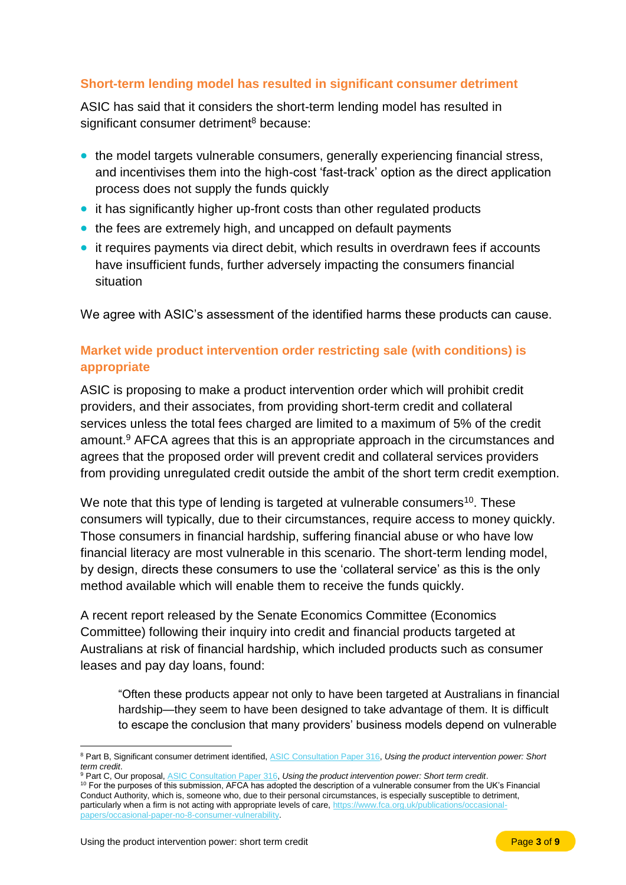## Short-term lending model has resulted in significant consumer detriment

ASIC has said that it considers the short-term lending model has resulted in significant consumer detriment[8] because:

- the model targets vulnerable consumers, generally experiencing financial stress, and incentivises them into the high-cost 'fast-track' option as the direct application process does not supply the funds quickly
- it has significantly higher up-front costs than other regulated products
- the fees are extremely high, and uncapped on default payments
- it requires payments via direct debit, which results in overdrawn fees if accounts have insufficient funds, further adversely impacting the consumers financial situation

We agree with ASIC's assessment of the identified harms these products can cause.

## Market wide product intervention order restricting sale (with conditions) is appropriate

ASIC is proposing to make a product intervention order which will prohibit credit providers, and their associates, from providing short-term credit and collateral services unless the total fees charged are limited to a maximum of 5% of the credit amount.[9] AFCA agrees that this is an appropriate approach in the circumstances and agrees that the proposed order will prevent credit and collateral services providers from providing unregulated credit outside the ambit of the short term credit exemption.

We note that this type of lending is targeted at vulnerable consumers[10]. These consumers will typically, due to their circumstances, require access to money quickly. Those consumers in financial hardship, suffering financial abuse or who have low financial literacy are most vulnerable in this scenario. The short-term lending model, by design, directs these consumers to use the 'collateral service' as this is the only method available which will enable them to receive the funds quickly.

A recent report released by the Senate Economics Committee (Economics Committee) following their inquiry into credit and financial products targeted at Australians at risk of financial hardship, which included products such as consumer leases and pay day loans, found:

> "Often these products appear not only to have been targeted at Australians in financial hardship—they seem to have been designed to take advantage of them. It is difficult to escape the conclusion that many providers' business models depend on vulnerable

---

[8] Part B, Significant consumer detriment identified, ASIC Consultation Paper 316, *Using the product intervention power: Short term credit*.

[9] Part C, Our proposal, ASIC Consultation Paper 316, *Using the product intervention power: Short term credit*.

[10] For the purposes of this submission, AFCA has adopted the description of a vulnerable consumer from the UK's Financial Conduct Authority, which is, someone who, due to their personal circumstances, is especially susceptible to detriment, particularly when a firm is not acting with appropriate levels of care, https://www.fca.org.uk/publications/occasional-papers/occasional-paper-no-8-consumer-vulnerability.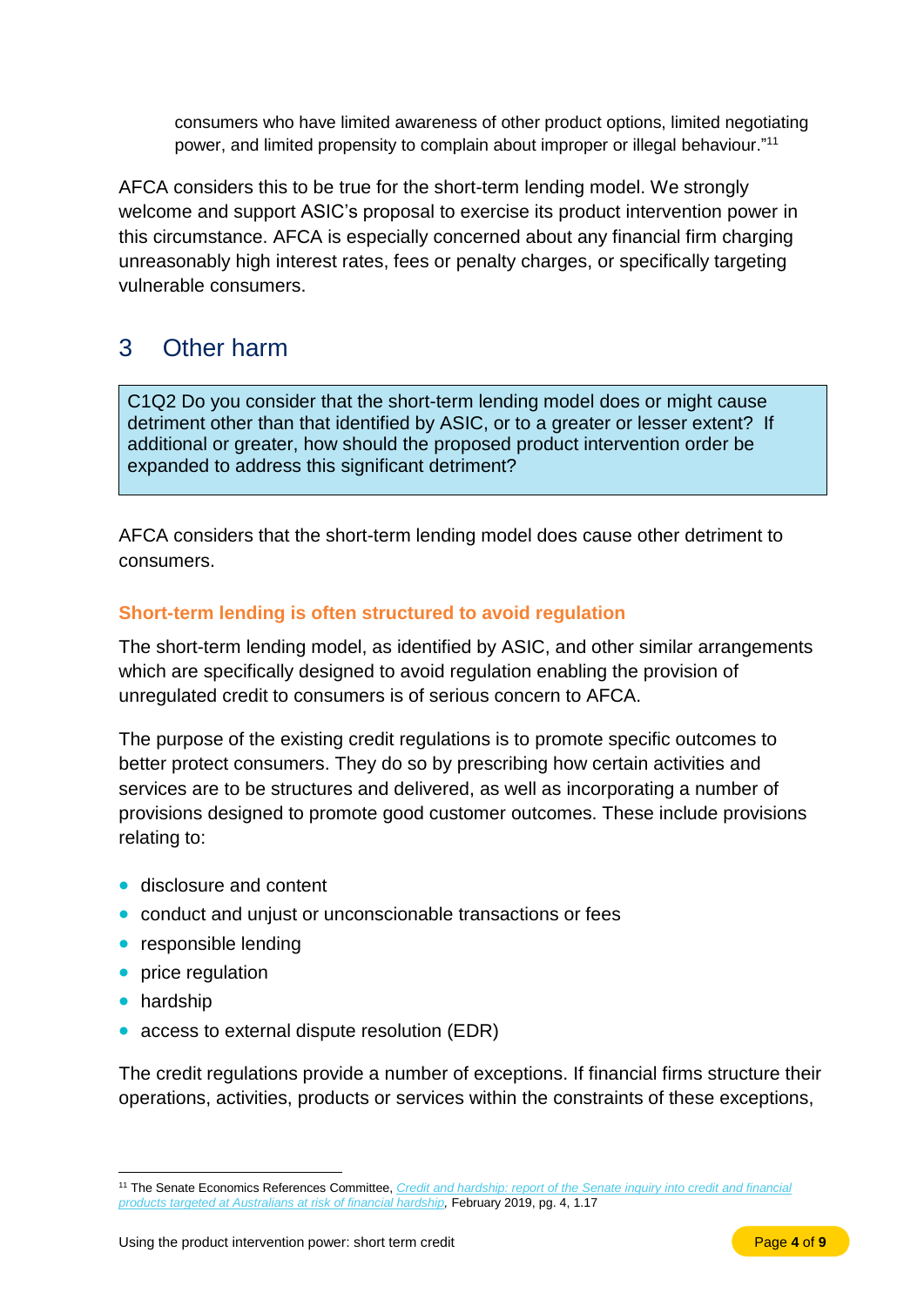consumers who have limited awareness of other product options, limited negotiating power, and limited propensity to complain about improper or illegal behaviour."[11]

AFCA considers this to be true for the short-term lending model. We strongly welcome and support ASIC's proposal to exercise its product intervention power in this circumstance. AFCA is especially concerned about any financial firm charging unreasonably high interest rates, fees or penalty charges, or specifically targeting vulnerable consumers.

## 3 Other harm

> C1Q2 Do you consider that the short-term lending model does or might cause detriment other than that identified by ASIC, or to a greater or lesser extent? If additional or greater, how should the proposed product intervention order be expanded to address this significant detriment?

AFCA considers that the short-term lending model does cause other detriment to consumers.

### Short-term lending is often structured to avoid regulation

The short-term lending model, as identified by ASIC, and other similar arrangements which are specifically designed to avoid regulation enabling the provision of unregulated credit to consumers is of serious concern to AFCA.

The purpose of the existing credit regulations is to promote specific outcomes to better protect consumers. They do so by prescribing how certain activities and services are to be structures and delivered, as well as incorporating a number of provisions designed to promote good customer outcomes. These include provisions relating to:

- disclosure and content
- conduct and unjust or unconscionable transactions or fees
- responsible lending
- price regulation
- hardship
- access to external dispute resolution (EDR)

The credit regulations provide a number of exceptions. If financial firms structure their operations, activities, products or services within the constraints of these exceptions,

[11] The Senate Economics References Committee, *Credit and hardship: report of the Senate inquiry into credit and financial products targeted at Australians at risk of financial hardship*, February 2019, pg. 4, 1.17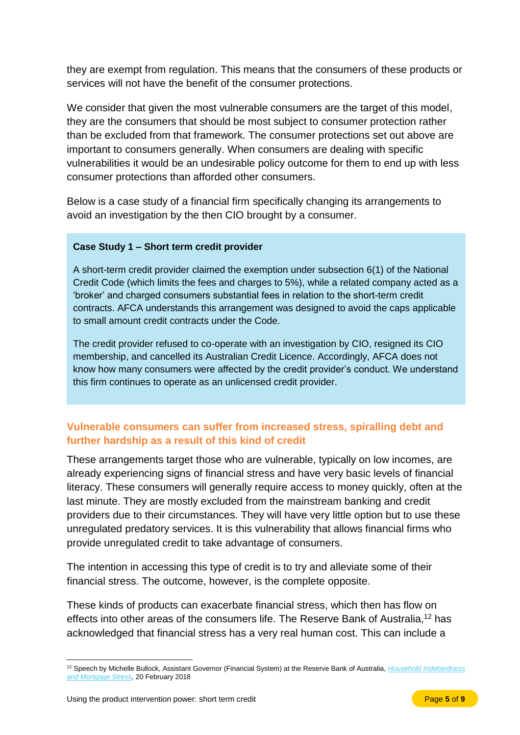they are exempt from regulation. This means that the consumers of these products or services will not have the benefit of the consumer protections.

We consider that given the most vulnerable consumers are the target of this model, they are the consumers that should be most subject to consumer protection rather than be excluded from that framework. The consumer protections set out above are important to consumers generally. When consumers are dealing with specific vulnerabilities it would be an undesirable policy outcome for them to end up with less consumer protections than afforded other consumers.

Below is a case study of a financial firm specifically changing its arrangements to avoid an investigation by the then CIO brought by a consumer.

> **Case Study 1 – Short term credit provider**
>
> A short-term credit provider claimed the exemption under subsection 6(1) of the National Credit Code (which limits the fees and charges to 5%), while a related company acted as a 'broker' and charged consumers substantial fees in relation to the short-term credit contracts. AFCA understands this arrangement was designed to avoid the caps applicable to small amount credit contracts under the Code.
>
> The credit provider refused to co-operate with an investigation by CIO, resigned its CIO membership, and cancelled its Australian Credit Licence. Accordingly, AFCA does not know how many consumers were affected by the credit provider's conduct. We understand this firm continues to operate as an unlicensed credit provider.

### Vulnerable consumers can suffer from increased stress, spiralling debt and further hardship as a result of this kind of credit

These arrangements target those who are vulnerable, typically on low incomes, are already experiencing signs of financial stress and have very basic levels of financial literacy. These consumers will generally require access to money quickly, often at the last minute. They are mostly excluded from the mainstream banking and credit providers due to their circumstances. They will have very little option but to use these unregulated predatory services. It is this vulnerability that allows financial firms who provide unregulated credit to take advantage of consumers.

The intention in accessing this type of credit is to try and alleviate some of their financial stress. The outcome, however, is the complete opposite.

These kinds of products can exacerbate financial stress, which then has flow on effects into other areas of the consumers life. The Reserve Bank of Australia,[12] has acknowledged that financial stress has a very real human cost. This can include a

[12] Speech by Michelle Bullock, Assistant Governor (Financial System) at the Reserve Bank of Australia, *Household Indebtedness and Mortgage Stress*, 20 February 2018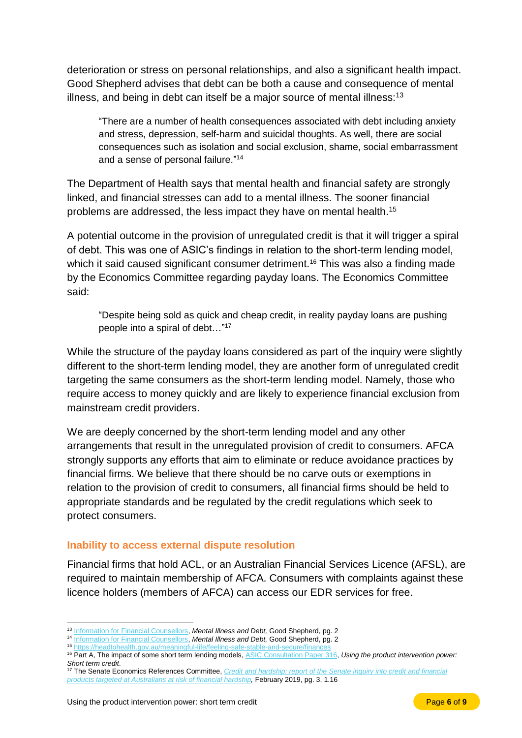deterioration or stress on personal relationships, and also a significant health impact. Good Shepherd advises that debt can be both a cause and consequence of mental illness, and being in debt can itself be a major source of mental illness:[13]

> "There are a number of health consequences associated with debt including anxiety and stress, depression, self-harm and suicidal thoughts. As well, there are social consequences such as isolation and social exclusion, shame, social embarrassment and a sense of personal failure."[14]

The Department of Health says that mental health and financial safety are strongly linked, and financial stresses can add to a mental illness. The sooner financial problems are addressed, the less impact they have on mental health.[15]

A potential outcome in the provision of unregulated credit is that it will trigger a spiral of debt. This was one of ASIC's findings in relation to the short-term lending model, which it said caused significant consumer detriment.[16] This was also a finding made by the Economics Committee regarding payday loans. The Economics Committee said:

> "Despite being sold as quick and cheap credit, in reality payday loans are pushing people into a spiral of debt…"[17]

While the structure of the payday loans considered as part of the inquiry were slightly different to the short-term lending model, they are another form of unregulated credit targeting the same consumers as the short-term lending model. Namely, those who require access to money quickly and are likely to experience financial exclusion from mainstream credit providers.

We are deeply concerned by the short-term lending model and any other arrangements that result in the unregulated provision of credit to consumers. AFCA strongly supports any efforts that aim to eliminate or reduce avoidance practices by financial firms. We believe that there should be no carve outs or exemptions in relation to the provision of credit to consumers, all financial firms should be held to appropriate standards and be regulated by the credit regulations which seek to protect consumers.

### Inability to access external dispute resolution

Financial firms that hold ACL, or an Australian Financial Services Licence (AFSL), are required to maintain membership of AFCA. Consumers with complaints against these licence holders (members of AFCA) can access our EDR services for free.

---

[13] Information for Financial Counsellors, *Mental Illness and Debt,* Good Shepherd, pg. 2

[14] Information for Financial Counsellors, *Mental Illness and Debt,* Good Shepherd, pg. 2

[15] https://headtohealth.gov.au/meaningful-life/feeling-safe-stable-and-secure/finances

[16] Part A, The impact of some short term lending models, ASIC Consultation Paper 316, *Using the product intervention power: Short term credit*.

[17] The Senate Economics References Committee, *Credit and hardship: report of the Senate inquiry into credit and financial products targeted at Australians at risk of financial hardship*, February 2019, pg. 3, 1.16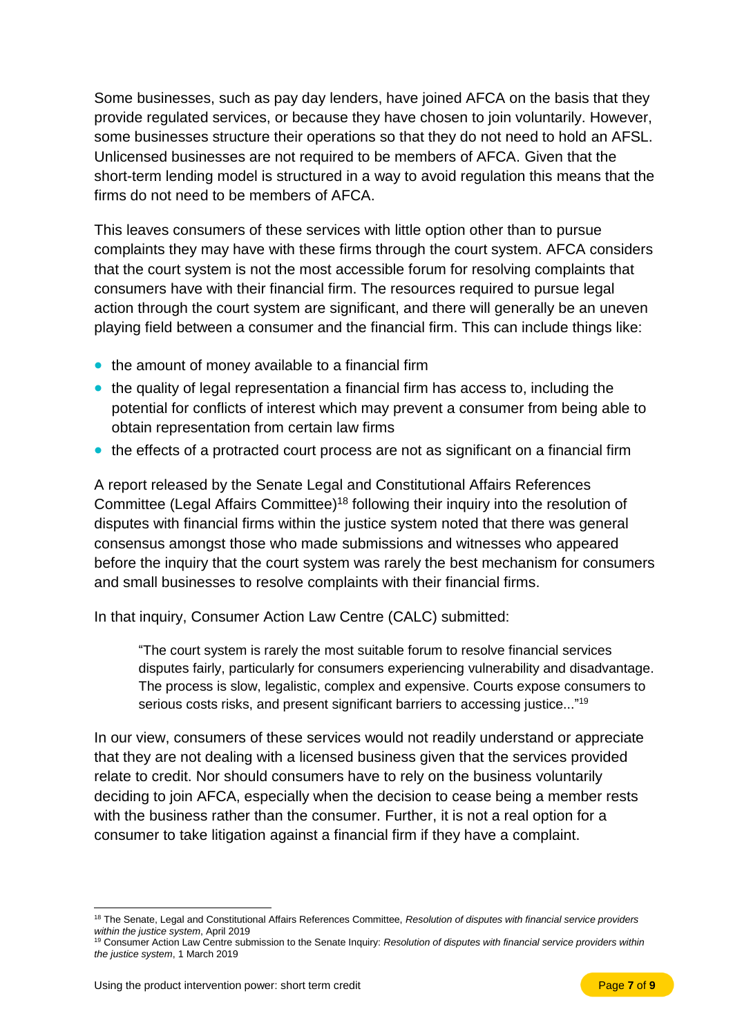Some businesses, such as pay day lenders, have joined AFCA on the basis that they provide regulated services, or because they have chosen to join voluntarily. However, some businesses structure their operations so that they do not need to hold an AFSL. Unlicensed businesses are not required to be members of AFCA. Given that the short-term lending model is structured in a way to avoid regulation this means that the firms do not need to be members of AFCA.

This leaves consumers of these services with little option other than to pursue complaints they may have with these firms through the court system. AFCA considers that the court system is not the most accessible forum for resolving complaints that consumers have with their financial firm. The resources required to pursue legal action through the court system are significant, and there will generally be an uneven playing field between a consumer and the financial firm. This can include things like:

- the amount of money available to a financial firm
- the quality of legal representation a financial firm has access to, including the potential for conflicts of interest which may prevent a consumer from being able to obtain representation from certain law firms
- the effects of a protracted court process are not as significant on a financial firm

A report released by the Senate Legal and Constitutional Affairs References Committee (Legal Affairs Committee)[18] following their inquiry into the resolution of disputes with financial firms within the justice system noted that there was general consensus amongst those who made submissions and witnesses who appeared before the inquiry that the court system was rarely the best mechanism for consumers and small businesses to resolve complaints with their financial firms.

In that inquiry, Consumer Action Law Centre (CALC) submitted:

> "The court system is rarely the most suitable forum to resolve financial services disputes fairly, particularly for consumers experiencing vulnerability and disadvantage. The process is slow, legalistic, complex and expensive. Courts expose consumers to serious costs risks, and present significant barriers to accessing justice..."[19]

In our view, consumers of these services would not readily understand or appreciate that they are not dealing with a licensed business given that the services provided relate to credit. Nor should consumers have to rely on the business voluntarily deciding to join AFCA, especially when the decision to cease being a member rests with the business rather than the consumer. Further, it is not a real option for a consumer to take litigation against a financial firm if they have a complaint.

---

[18] The Senate, Legal and Constitutional Affairs References Committee, *Resolution of disputes with financial service providers within the justice system*, April 2019

[19] Consumer Action Law Centre submission to the Senate Inquiry: *Resolution of disputes with financial service providers within the justice system*, 1 March 2019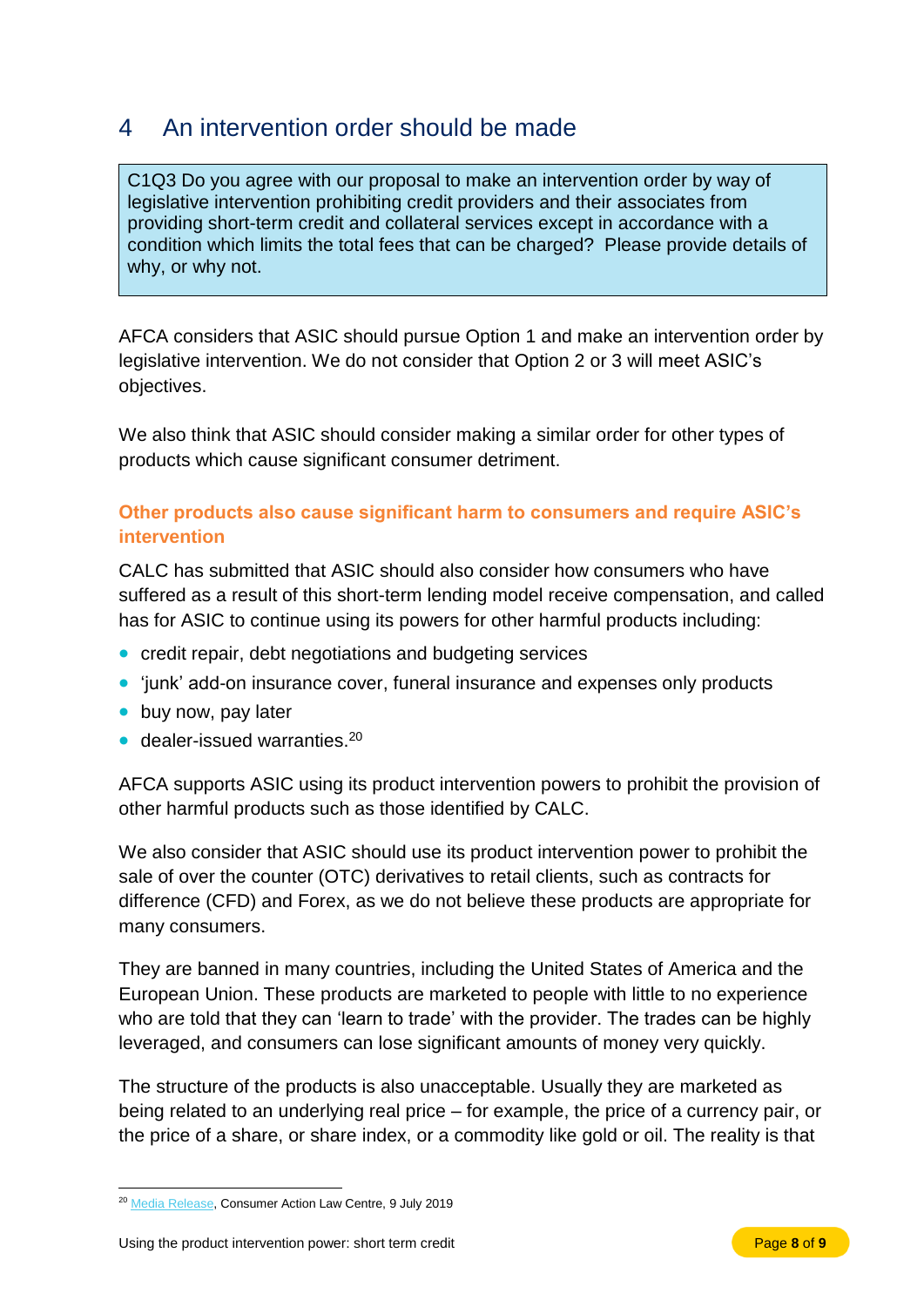## 4 An intervention order should be made

C1Q3 Do you agree with our proposal to make an intervention order by way of legislative intervention prohibiting credit providers and their associates from providing short-term credit and collateral services except in accordance with a condition which limits the total fees that can be charged? Please provide details of why, or why not.

AFCA considers that ASIC should pursue Option 1 and make an intervention order by legislative intervention. We do not consider that Option 2 or 3 will meet ASIC's objectives.

We also think that ASIC should consider making a similar order for other types of products which cause significant consumer detriment.

### Other products also cause significant harm to consumers and require ASIC's intervention

CALC has submitted that ASIC should also consider how consumers who have suffered as a result of this short-term lending model receive compensation, and called has for ASIC to continue using its powers for other harmful products including:

- credit repair, debt negotiations and budgeting services
- 'junk' add-on insurance cover, funeral insurance and expenses only products
- buy now, pay later
- dealer-issued warranties.[20]

AFCA supports ASIC using its product intervention powers to prohibit the provision of other harmful products such as those identified by CALC.

We also consider that ASIC should use its product intervention power to prohibit the sale of over the counter (OTC) derivatives to retail clients, such as contracts for difference (CFD) and Forex, as we do not believe these products are appropriate for many consumers.

They are banned in many countries, including the United States of America and the European Union. These products are marketed to people with little to no experience who are told that they can 'learn to trade' with the provider. The trades can be highly leveraged, and consumers can lose significant amounts of money very quickly.

The structure of the products is also unacceptable. Usually they are marketed as being related to an underlying real price – for example, the price of a currency pair, or the price of a share, or share index, or a commodity like gold or oil. The reality is that

[20] Media Release, Consumer Action Law Centre, 9 July 2019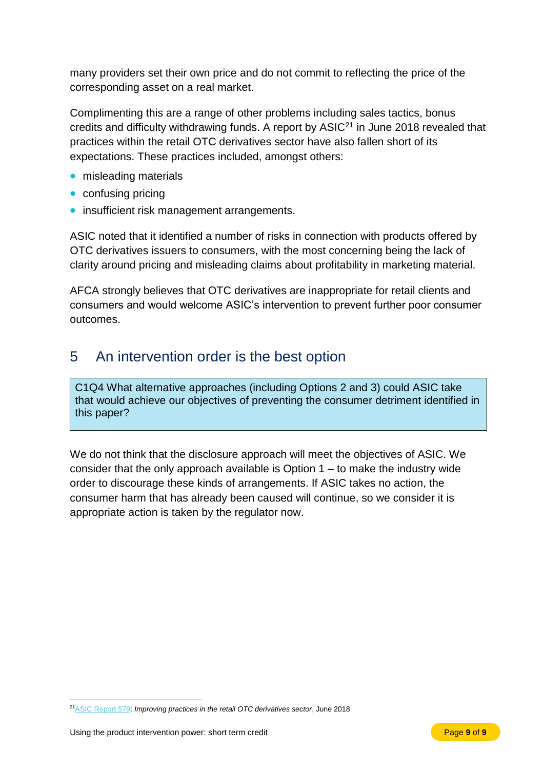many providers set their own price and do not commit to reflecting the price of the corresponding asset on a real market.

Complimenting this are a range of other problems including sales tactics, bonus credits and difficulty withdrawing funds. A report by ASIC[21] in June 2018 revealed that practices within the retail OTC derivatives sector have also fallen short of its expectations. These practices included, amongst others:

- misleading materials
- confusing pricing
- insufficient risk management arrangements.

ASIC noted that it identified a number of risks in connection with products offered by OTC derivatives issuers to consumers, with the most concerning being the lack of clarity around pricing and misleading claims about profitability in marketing material.

AFCA strongly believes that OTC derivatives are inappropriate for retail clients and consumers and would welcome ASIC's intervention to prevent further poor consumer outcomes.

## 5 An intervention order is the best option

> C1Q4 What alternative approaches (including Options 2 and 3) could ASIC take that would achieve our objectives of preventing the consumer detriment identified in this paper?

We do not think that the disclosure approach will meet the objectives of ASIC. We consider that the only approach available is Option 1 – to make the industry wide order to discourage these kinds of arrangements. If ASIC takes no action, the consumer harm that has already been caused will continue, so we consider it is appropriate action is taken by the regulator now.

---

[21] ASIC Report 579: *Improving practices in the retail OTC derivatives sector*, June 2018